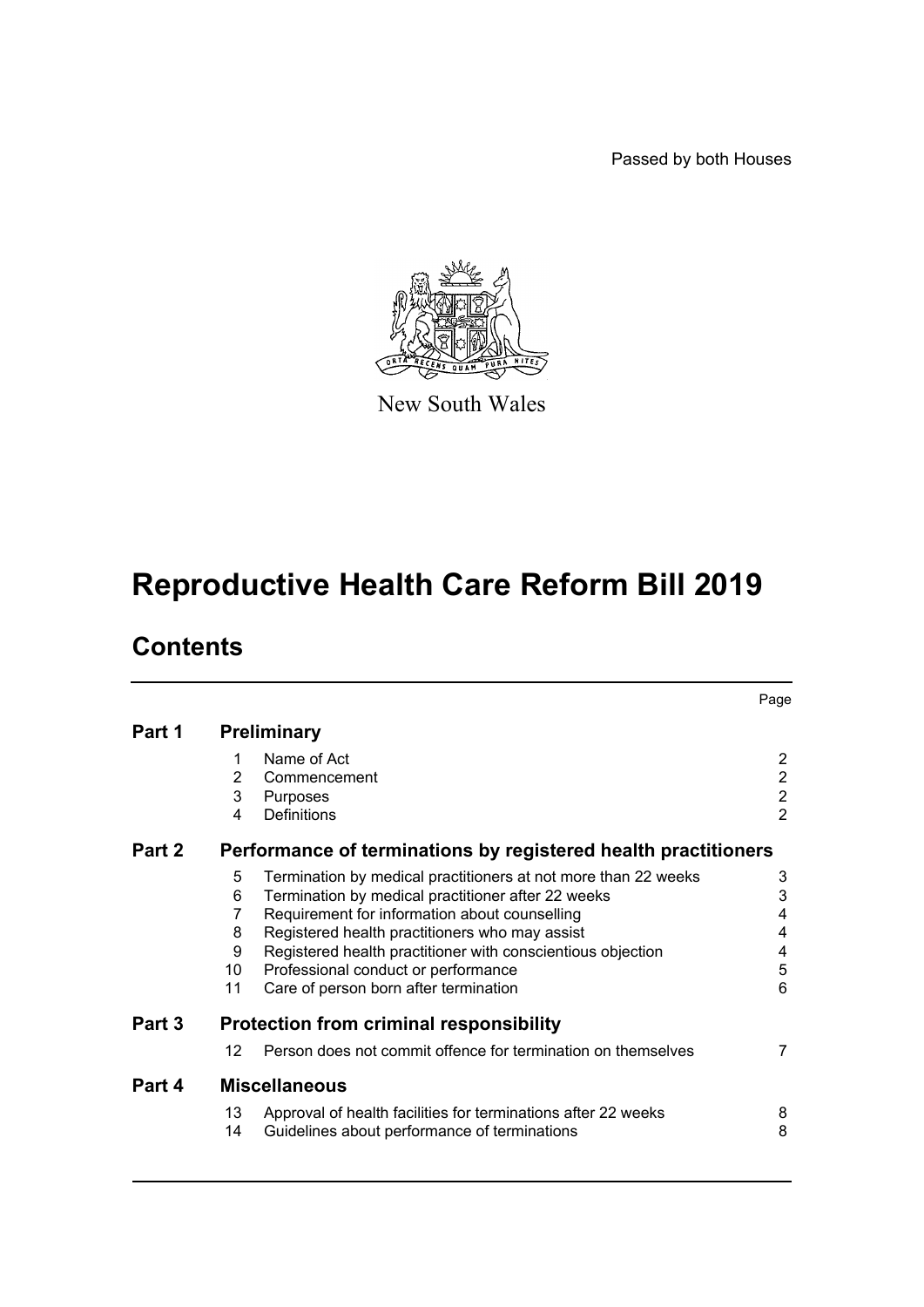Passed by both Houses

New South Wales

# Reproductive Health Care Reform Bill 2019

## Contents

| | | | Page |
|---|---|---|---|
| **Part 1** | **Preliminary** | | |
| | 1 | Name of Act | 2 |
| | 2 | Commencement | 2 |
| | 3 | Purposes | 2 |
| | 4 | Definitions | 2 |
| **Part 2** | **Performance of terminations by registered health practitioners** | | |
| | 5 | Termination by medical practitioners at not more than 22 weeks | 3 |
| | 6 | Termination by medical practitioner after 22 weeks | 3 |
| | 7 | Requirement for information about counselling | 4 |
| | 8 | Registered health practitioners who may assist | 4 |
| | 9 | Registered health practitioner with conscientious objection | 4 |
| | 10 | Professional conduct or performance | 5 |
| | 11 | Care of person born after termination | 6 |
| **Part 3** | **Protection from criminal responsibility** | | |
| | 12 | Person does not commit offence for termination on themselves | 7 |
| **Part 4** | **Miscellaneous** | | |
| | 13 | Approval of health facilities for terminations after 22 weeks | 8 |
| | 14 | Guidelines about performance of terminations | 8 |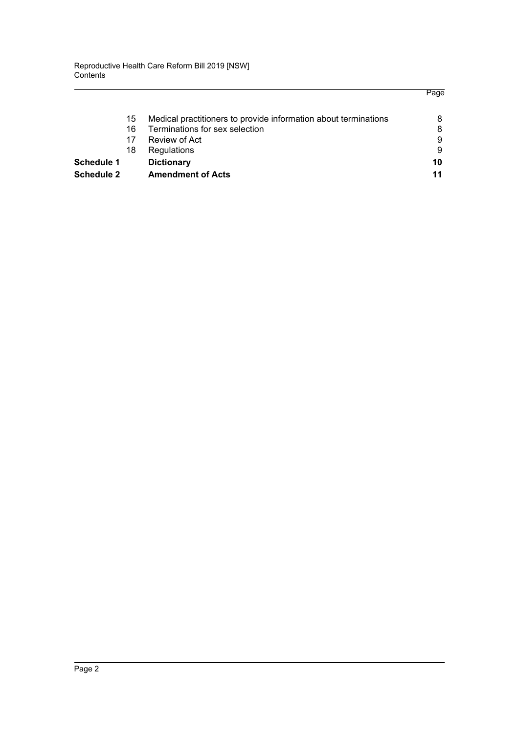| | | | Page |
|---|---|---|---|
| | 15 | Medical practitioners to provide information about terminations | 8 |
| | 16 | Terminations for sex selection | 8 |
| | 17 | Review of Act | 9 |
| | 18 | Regulations | 9 |
| **Schedule 1** | | **Dictionary** | **10** |
| **Schedule 2** | | **Amendment of Acts** | **11** |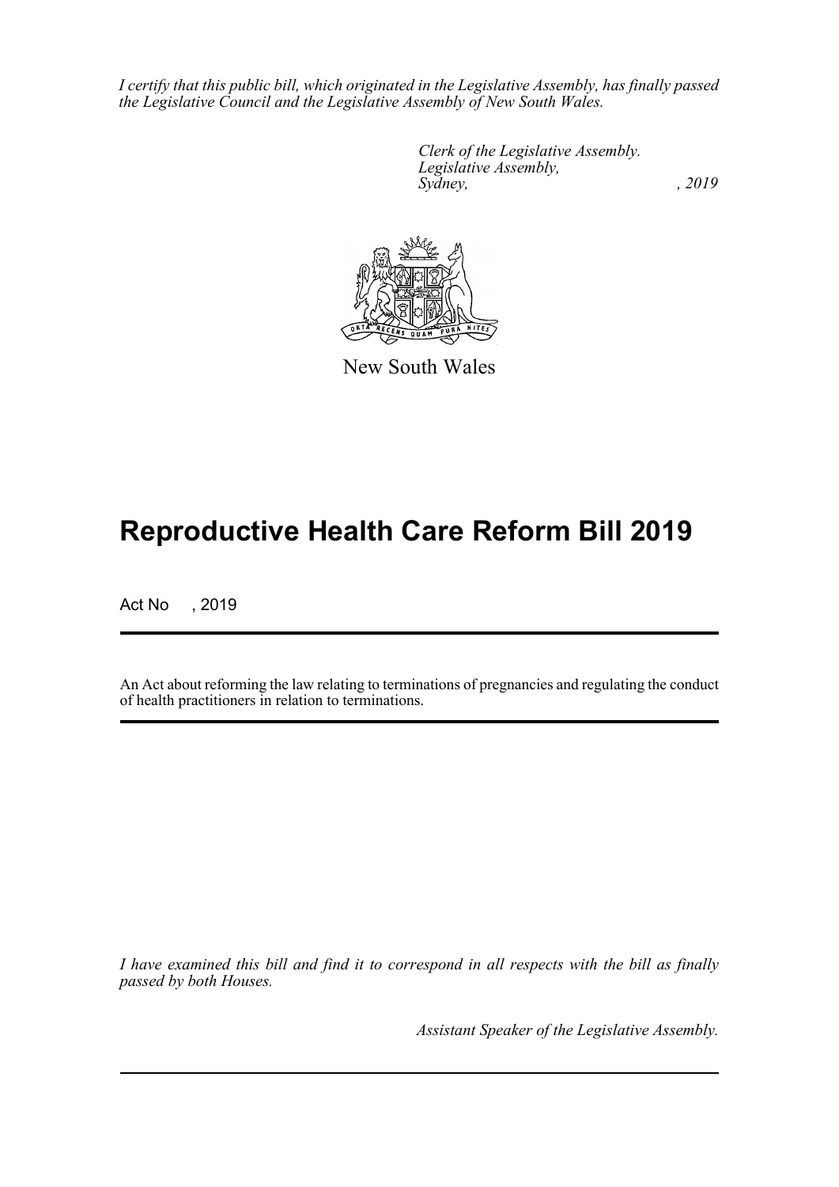*I certify that this public bill, which originated in the Legislative Assembly, has finally passed the Legislative Council and the Legislative Assembly of New South Wales.*

*Clerk of the Legislative Assembly.*
*Legislative Assembly,*
*Sydney, , 2019*

New South Wales

# Reproductive Health Care Reform Bill 2019

Act No , 2019

An Act about reforming the law relating to terminations of pregnancies and regulating the conduct of health practitioners in relation to terminations.

*I have examined this bill and find it to correspond in all respects with the bill as finally passed by both Houses.*

*Assistant Speaker of the Legislative Assembly.*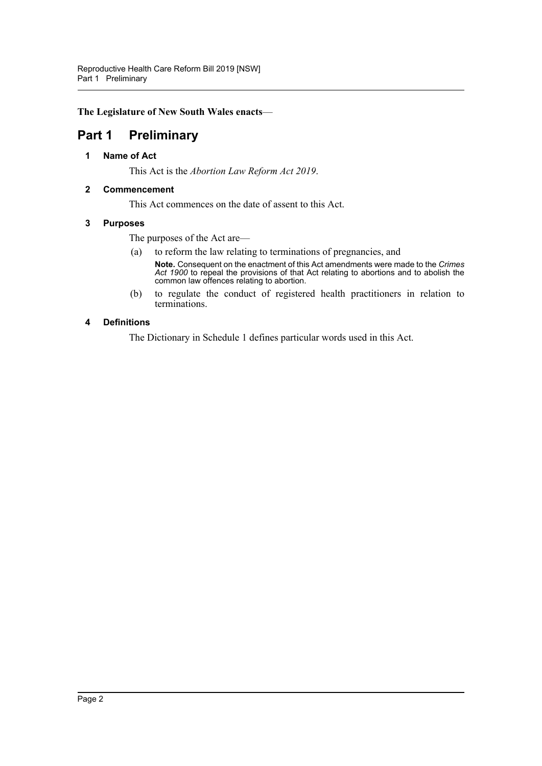**The Legislature of New South Wales enacts**—

# Part 1 Preliminary

### 1 Name of Act

This Act is the *Abortion Law Reform Act 2019*.

### 2 Commencement

This Act commences on the date of assent to this Act.

### 3 Purposes

The purposes of the Act are—

(a) to reform the law relating to terminations of pregnancies, and

**Note.** Consequent on the enactment of this Act amendments were made to the *Crimes Act 1900* to repeal the provisions of that Act relating to abortions and to abolish the common law offences relating to abortion.

(b) to regulate the conduct of registered health practitioners in relation to terminations.

### 4 Definitions

The Dictionary in Schedule 1 defines particular words used in this Act.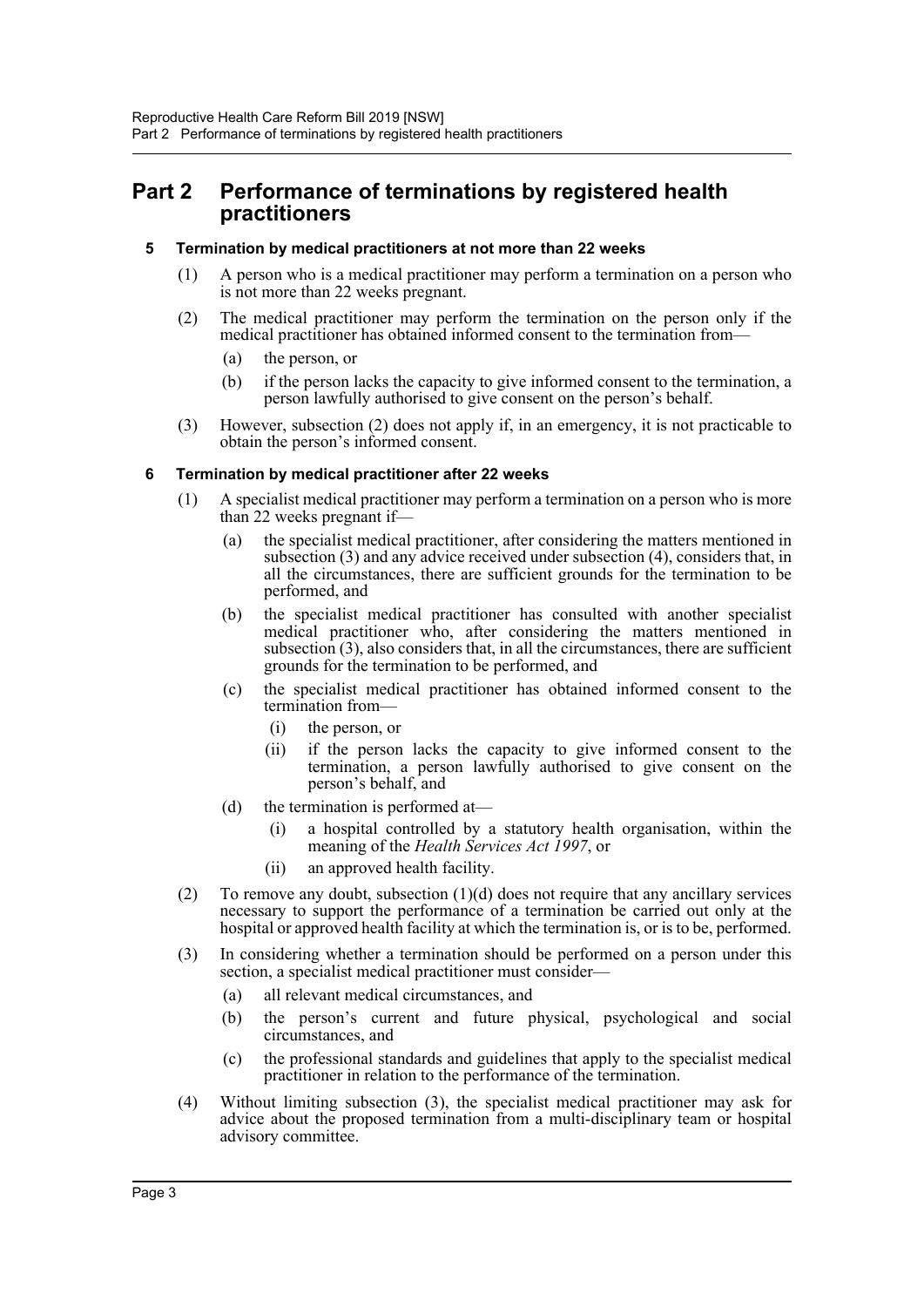# Part 2 Performance of terminations by registered health practitioners

### 5 Termination by medical practitioners at not more than 22 weeks

(1) A person who is a medical practitioner may perform a termination on a person who is not more than 22 weeks pregnant.

(2) The medical practitioner may perform the termination on the person only if the medical practitioner has obtained informed consent to the termination from—

(a) the person, or

(b) if the person lacks the capacity to give informed consent to the termination, a person lawfully authorised to give consent on the person's behalf.

(3) However, subsection (2) does not apply if, in an emergency, it is not practicable to obtain the person's informed consent.

### 6 Termination by medical practitioner after 22 weeks

(1) A specialist medical practitioner may perform a termination on a person who is more than 22 weeks pregnant if—

(a) the specialist medical practitioner, after considering the matters mentioned in subsection (3) and any advice received under subsection (4), considers that, in all the circumstances, there are sufficient grounds for the termination to be performed, and

(b) the specialist medical practitioner has consulted with another specialist medical practitioner who, after considering the matters mentioned in subsection (3), also considers that, in all the circumstances, there are sufficient grounds for the termination to be performed, and

(c) the specialist medical practitioner has obtained informed consent to the termination from—

(i) the person, or

(ii) if the person lacks the capacity to give informed consent to the termination, a person lawfully authorised to give consent on the person's behalf, and

(d) the termination is performed at—

(i) a hospital controlled by a statutory health organisation, within the meaning of the *Health Services Act 1997*, or

(ii) an approved health facility.

(2) To remove any doubt, subsection (1)(d) does not require that any ancillary services necessary to support the performance of a termination be carried out only at the hospital or approved health facility at which the termination is, or is to be, performed.

(3) In considering whether a termination should be performed on a person under this section, a specialist medical practitioner must consider—

(a) all relevant medical circumstances, and

(b) the person's current and future physical, psychological and social circumstances, and

(c) the professional standards and guidelines that apply to the specialist medical practitioner in relation to the performance of the termination.

(4) Without limiting subsection (3), the specialist medical practitioner may ask for advice about the proposed termination from a multi-disciplinary team or hospital advisory committee.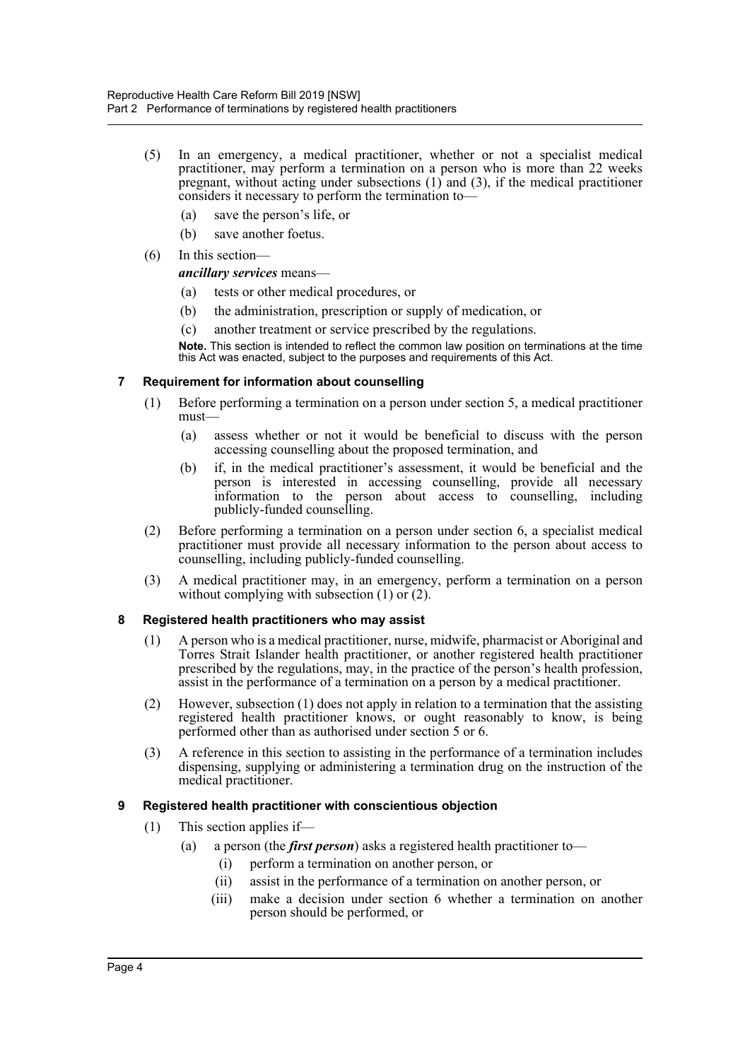(5) In an emergency, a medical practitioner, whether or not a specialist medical practitioner, may perform a termination on a person who is more than 22 weeks pregnant, without acting under subsections (1) and (3), if the medical practitioner considers it necessary to perform the termination to—

(a) save the person's life, or

(b) save another foetus.

(6) In this section—

***ancillary services*** means—

(a) tests or other medical procedures, or

(b) the administration, prescription or supply of medication, or

(c) another treatment or service prescribed by the regulations.

**Note.** This section is intended to reflect the common law position on terminations at the time this Act was enacted, subject to the purposes and requirements of this Act.

### 7 Requirement for information about counselling

(1) Before performing a termination on a person under section 5, a medical practitioner must—

(a) assess whether or not it would be beneficial to discuss with the person accessing counselling about the proposed termination, and

(b) if, in the medical practitioner's assessment, it would be beneficial and the person is interested in accessing counselling, provide all necessary information to the person about access to counselling, including publicly-funded counselling.

(2) Before performing a termination on a person under section 6, a specialist medical practitioner must provide all necessary information to the person about access to counselling, including publicly-funded counselling.

(3) A medical practitioner may, in an emergency, perform a termination on a person without complying with subsection (1) or (2).

### 8 Registered health practitioners who may assist

(1) A person who is a medical practitioner, nurse, midwife, pharmacist or Aboriginal and Torres Strait Islander health practitioner, or another registered health practitioner prescribed by the regulations, may, in the practice of the person's health profession, assist in the performance of a termination on a person by a medical practitioner.

(2) However, subsection (1) does not apply in relation to a termination that the assisting registered health practitioner knows, or ought reasonably to know, is being performed other than as authorised under section 5 or 6.

(3) A reference in this section to assisting in the performance of a termination includes dispensing, supplying or administering a termination drug on the instruction of the medical practitioner.

### 9 Registered health practitioner with conscientious objection

(1) This section applies if—

(a) a person (the ***first person***) asks a registered health practitioner to—

(i) perform a termination on another person, or

(ii) assist in the performance of a termination on another person, or

(iii) make a decision under section 6 whether a termination on another person should be performed, or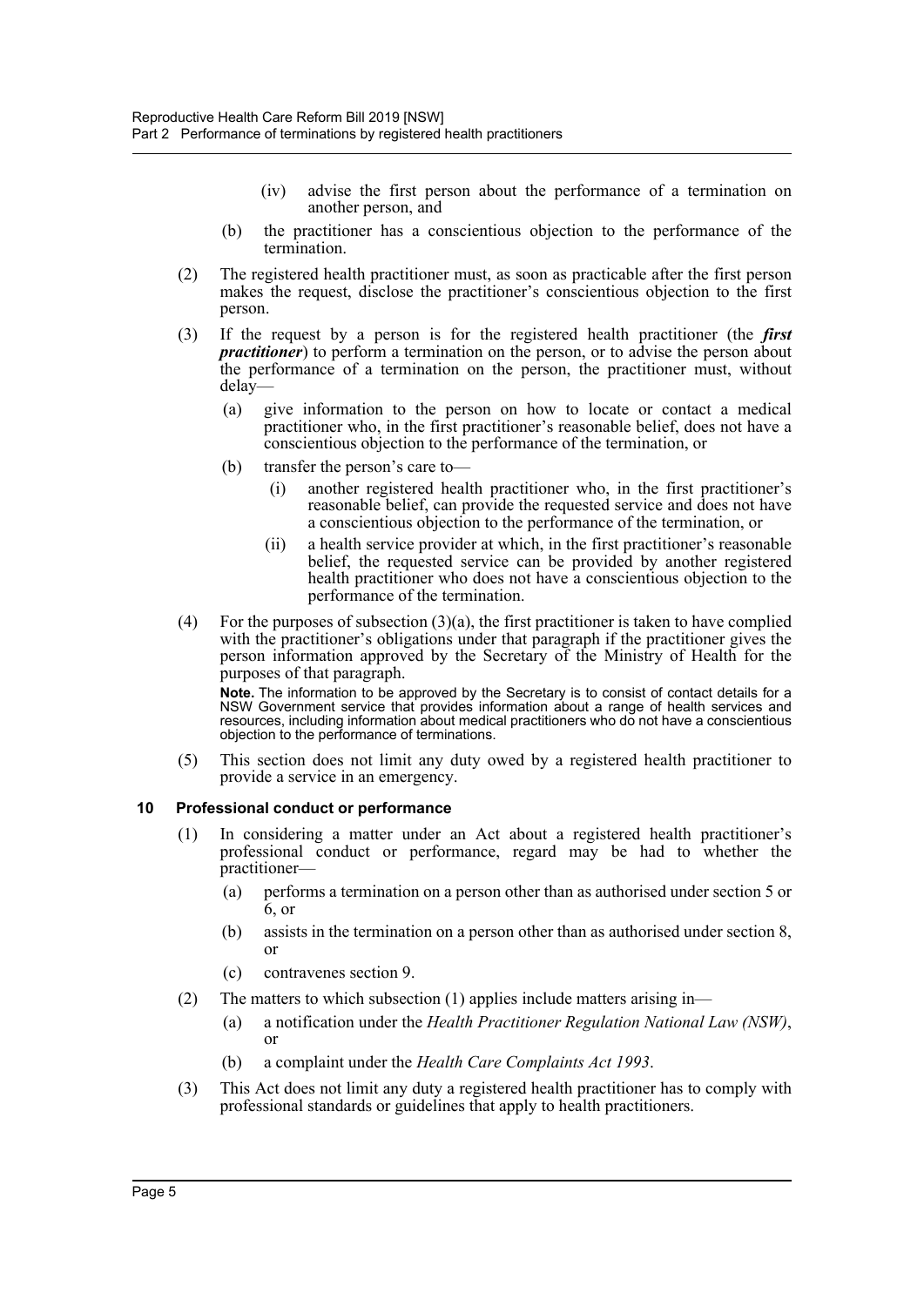(iv) advise the first person about the performance of a termination on another person, and

(b) the practitioner has a conscientious objection to the performance of the termination.

(2) The registered health practitioner must, as soon as practicable after the first person makes the request, disclose the practitioner's conscientious objection to the first person.

(3) If the request by a person is for the registered health practitioner (the ***first practitioner***) to perform a termination on the person, or to advise the person about the performance of a termination on the person, the practitioner must, without delay—

(a) give information to the person on how to locate or contact a medical practitioner who, in the first practitioner's reasonable belief, does not have a conscientious objection to the performance of the termination, or

(b) transfer the person's care to—

(i) another registered health practitioner who, in the first practitioner's reasonable belief, can provide the requested service and does not have a conscientious objection to the performance of the termination, or

(ii) a health service provider at which, in the first practitioner's reasonable belief, the requested service can be provided by another registered health practitioner who does not have a conscientious objection to the performance of the termination.

(4) For the purposes of subsection (3)(a), the first practitioner is taken to have complied with the practitioner's obligations under that paragraph if the practitioner gives the person information approved by the Secretary of the Ministry of Health for the purposes of that paragraph.

**Note.** The information to be approved by the Secretary is to consist of contact details for a NSW Government service that provides information about a range of health services and resources, including information about medical practitioners who do not have a conscientious objection to the performance of terminations.

(5) This section does not limit any duty owed by a registered health practitioner to provide a service in an emergency.

### 10 Professional conduct or performance

(1) In considering a matter under an Act about a registered health practitioner's professional conduct or performance, regard may be had to whether the practitioner—

(a) performs a termination on a person other than as authorised under section 5 or 6, or

(b) assists in the termination on a person other than as authorised under section 8, or

(c) contravenes section 9.

(2) The matters to which subsection (1) applies include matters arising in—

(a) a notification under the *Health Practitioner Regulation National Law (NSW)*, or

(b) a complaint under the *Health Care Complaints Act 1993*.

(3) This Act does not limit any duty a registered health practitioner has to comply with professional standards or guidelines that apply to health practitioners.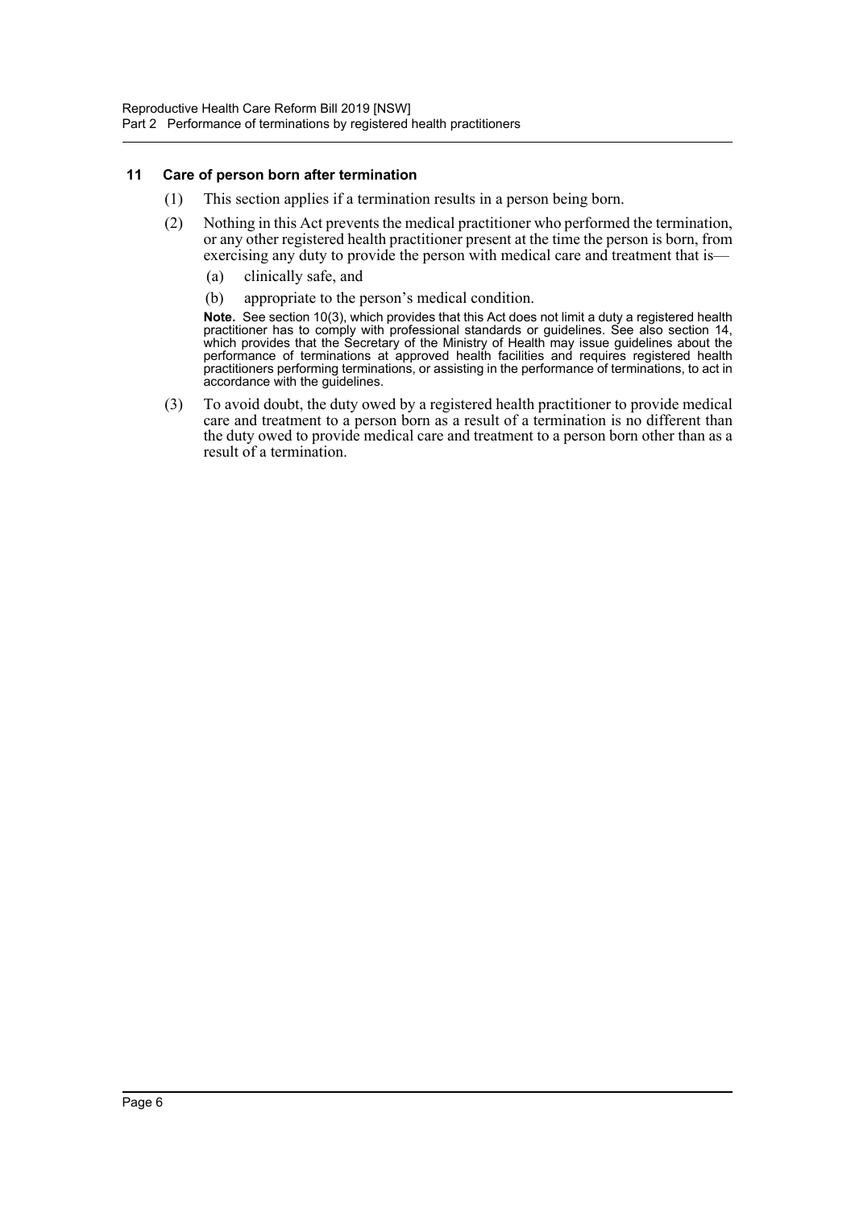### 11 Care of person born after termination

(1) This section applies if a termination results in a person being born.

(2) Nothing in this Act prevents the medical practitioner who performed the termination, or any other registered health practitioner present at the time the person is born, from exercising any duty to provide the person with medical care and treatment that is—

(a) clinically safe, and

(b) appropriate to the person's medical condition.

**Note.** See section 10(3), which provides that this Act does not limit a duty a registered health practitioner has to comply with professional standards or guidelines. See also section 14, which provides that the Secretary of the Ministry of Health may issue guidelines about the performance of terminations at approved health facilities and requires registered health practitioners performing terminations, or assisting in the performance of terminations, to act in accordance with the guidelines.

(3) To avoid doubt, the duty owed by a registered health practitioner to provide medical care and treatment to a person born as a result of a termination is no different than the duty owed to provide medical care and treatment to a person born other than as a result of a termination.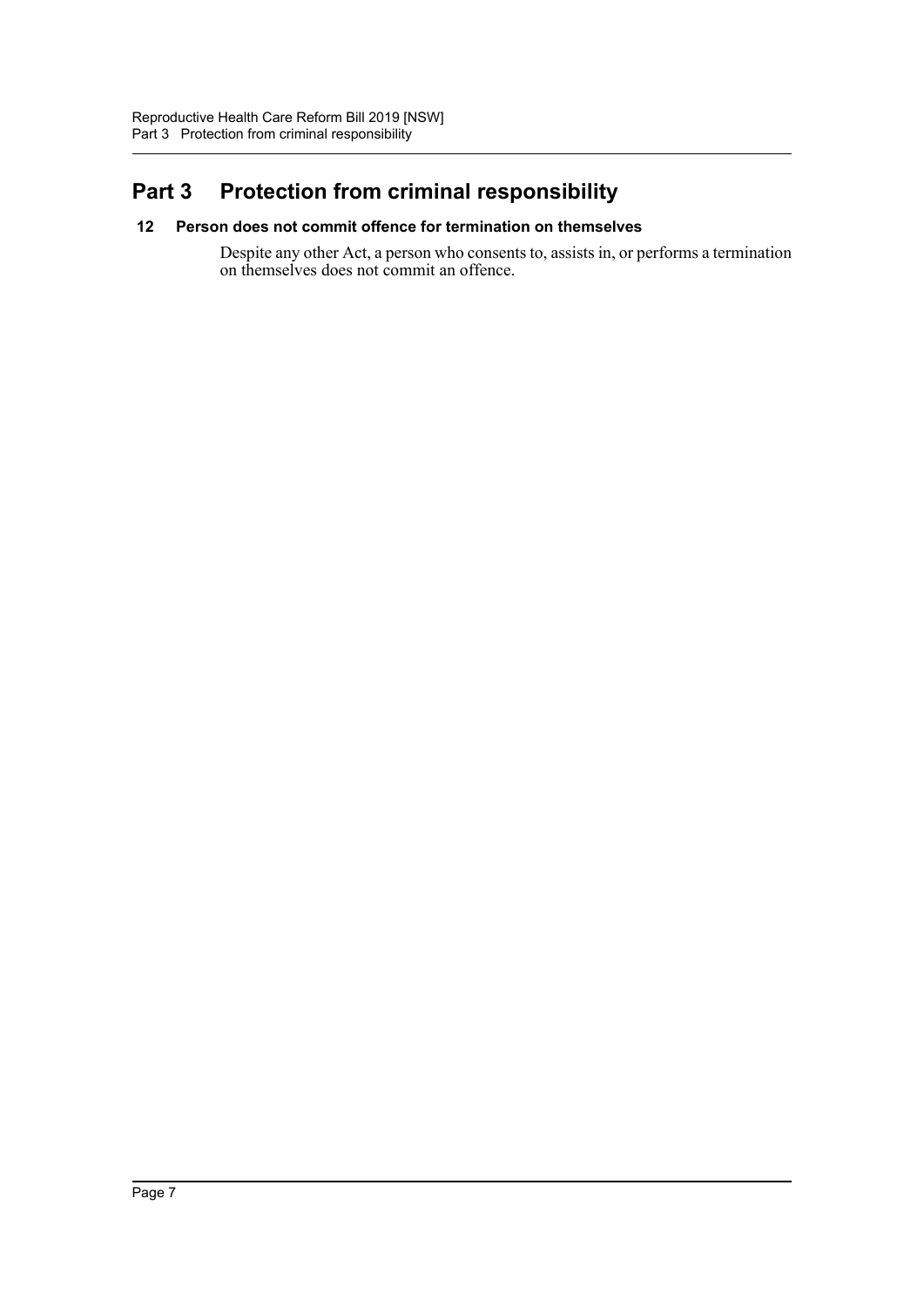# Part 3 Protection from criminal responsibility

### 12 Person does not commit offence for termination on themselves

Despite any other Act, a person who consents to, assists in, or performs a termination on themselves does not commit an offence.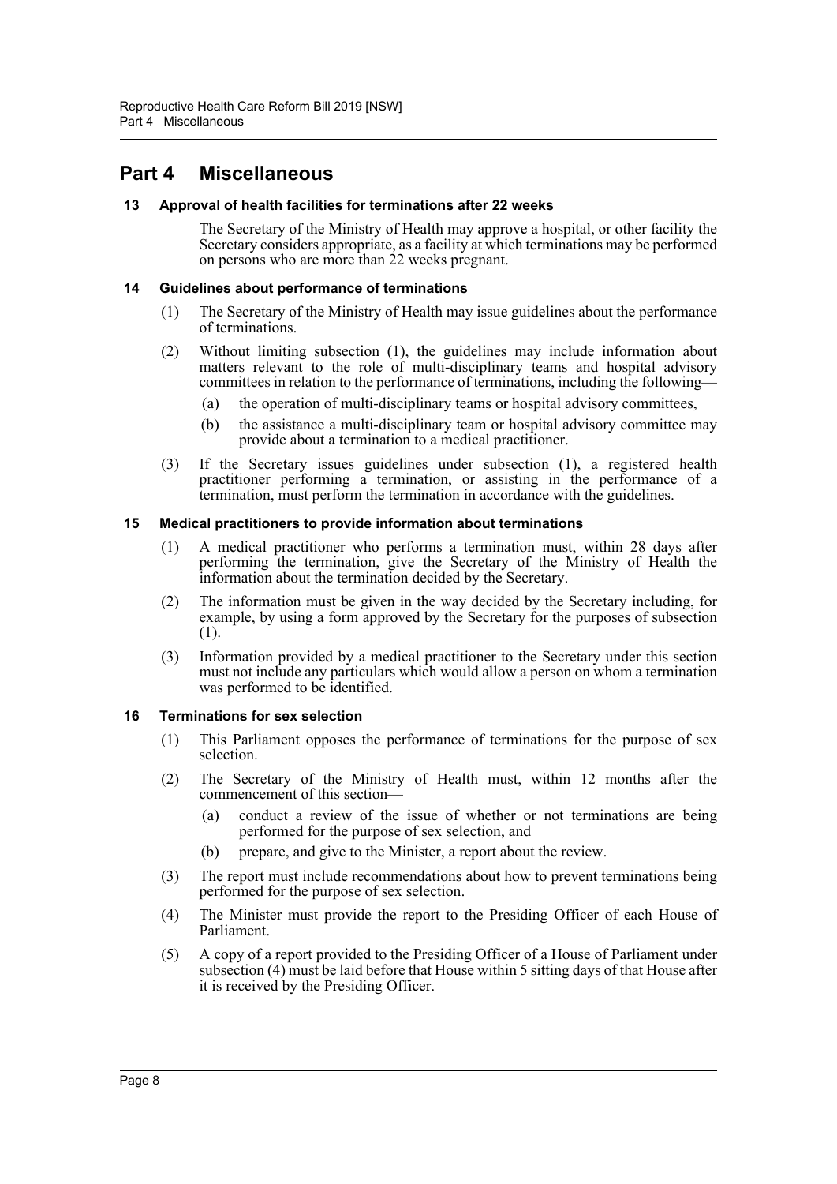# Part 4 Miscellaneous

### 13 Approval of health facilities for terminations after 22 weeks

The Secretary of the Ministry of Health may approve a hospital, or other facility the Secretary considers appropriate, as a facility at which terminations may be performed on persons who are more than 22 weeks pregnant.

### 14 Guidelines about performance of terminations

(1) The Secretary of the Ministry of Health may issue guidelines about the performance of terminations.

(2) Without limiting subsection (1), the guidelines may include information about matters relevant to the role of multi-disciplinary teams and hospital advisory committees in relation to the performance of terminations, including the following—

- (a) the operation of multi-disciplinary teams or hospital advisory committees,
- (b) the assistance a multi-disciplinary team or hospital advisory committee may provide about a termination to a medical practitioner.

(3) If the Secretary issues guidelines under subsection (1), a registered health practitioner performing a termination, or assisting in the performance of a termination, must perform the termination in accordance with the guidelines.

### 15 Medical practitioners to provide information about terminations

(1) A medical practitioner who performs a termination must, within 28 days after performing the termination, give the Secretary of the Ministry of Health the information about the termination decided by the Secretary.

(2) The information must be given in the way decided by the Secretary including, for example, by using a form approved by the Secretary for the purposes of subsection (1).

(3) Information provided by a medical practitioner to the Secretary under this section must not include any particulars which would allow a person on whom a termination was performed to be identified.

### 16 Terminations for sex selection

(1) This Parliament opposes the performance of terminations for the purpose of sex selection.

(2) The Secretary of the Ministry of Health must, within 12 months after the commencement of this section—

- (a) conduct a review of the issue of whether or not terminations are being performed for the purpose of sex selection, and
- (b) prepare, and give to the Minister, a report about the review.

(3) The report must include recommendations about how to prevent terminations being performed for the purpose of sex selection.

(4) The Minister must provide the report to the Presiding Officer of each House of Parliament.

(5) A copy of a report provided to the Presiding Officer of a House of Parliament under subsection (4) must be laid before that House within 5 sitting days of that House after it is received by the Presiding Officer.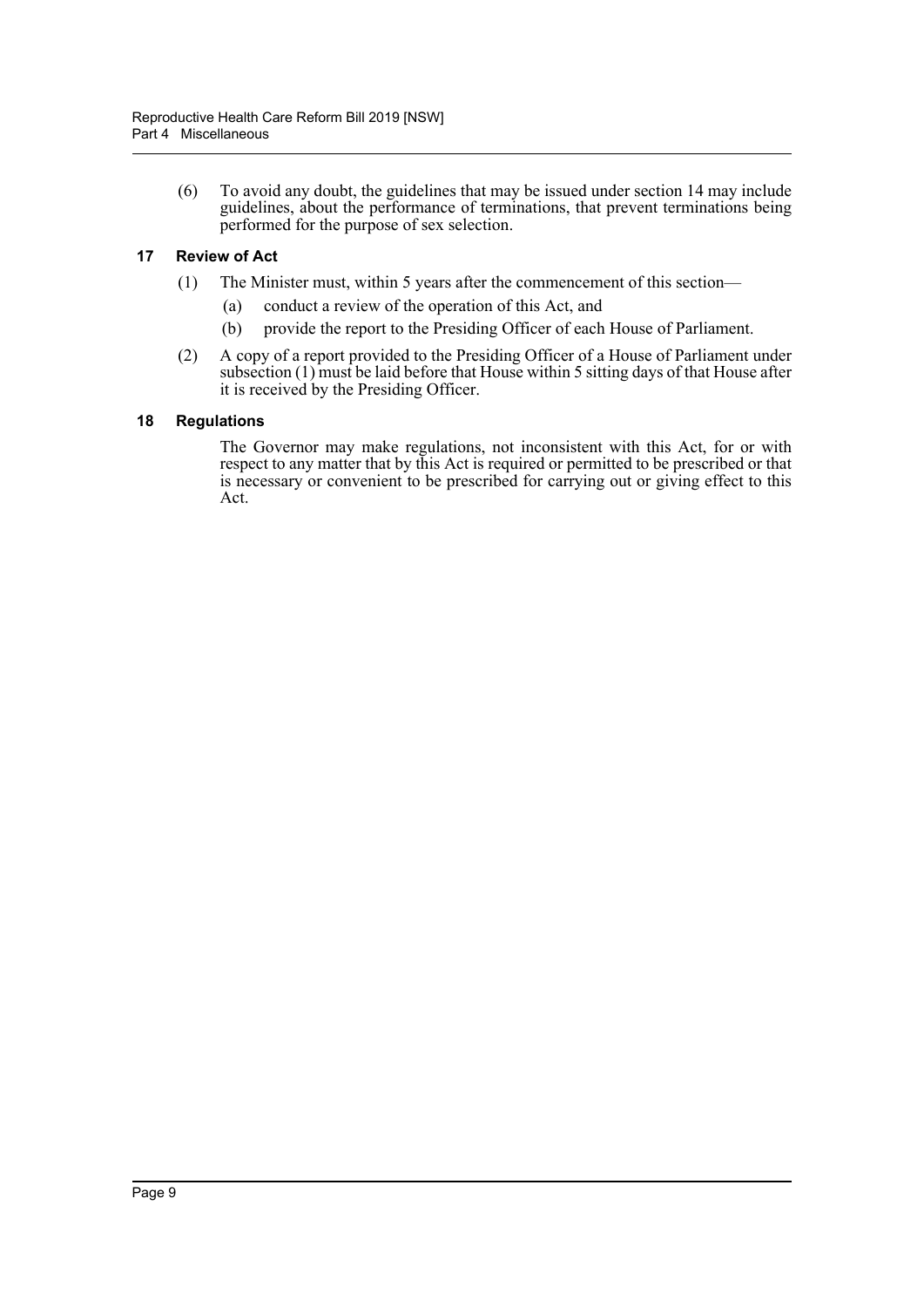(6) To avoid any doubt, the guidelines that may be issued under section 14 may include guidelines, about the performance of terminations, that prevent terminations being performed for the purpose of sex selection.

### 17 Review of Act

(1) The Minister must, within 5 years after the commencement of this section—

(a) conduct a review of the operation of this Act, and

(b) provide the report to the Presiding Officer of each House of Parliament.

(2) A copy of a report provided to the Presiding Officer of a House of Parliament under subsection (1) must be laid before that House within 5 sitting days of that House after it is received by the Presiding Officer.

### 18 Regulations

The Governor may make regulations, not inconsistent with this Act, for or with respect to any matter that by this Act is required or permitted to be prescribed or that is necessary or convenient to be prescribed for carrying out or giving effect to this Act.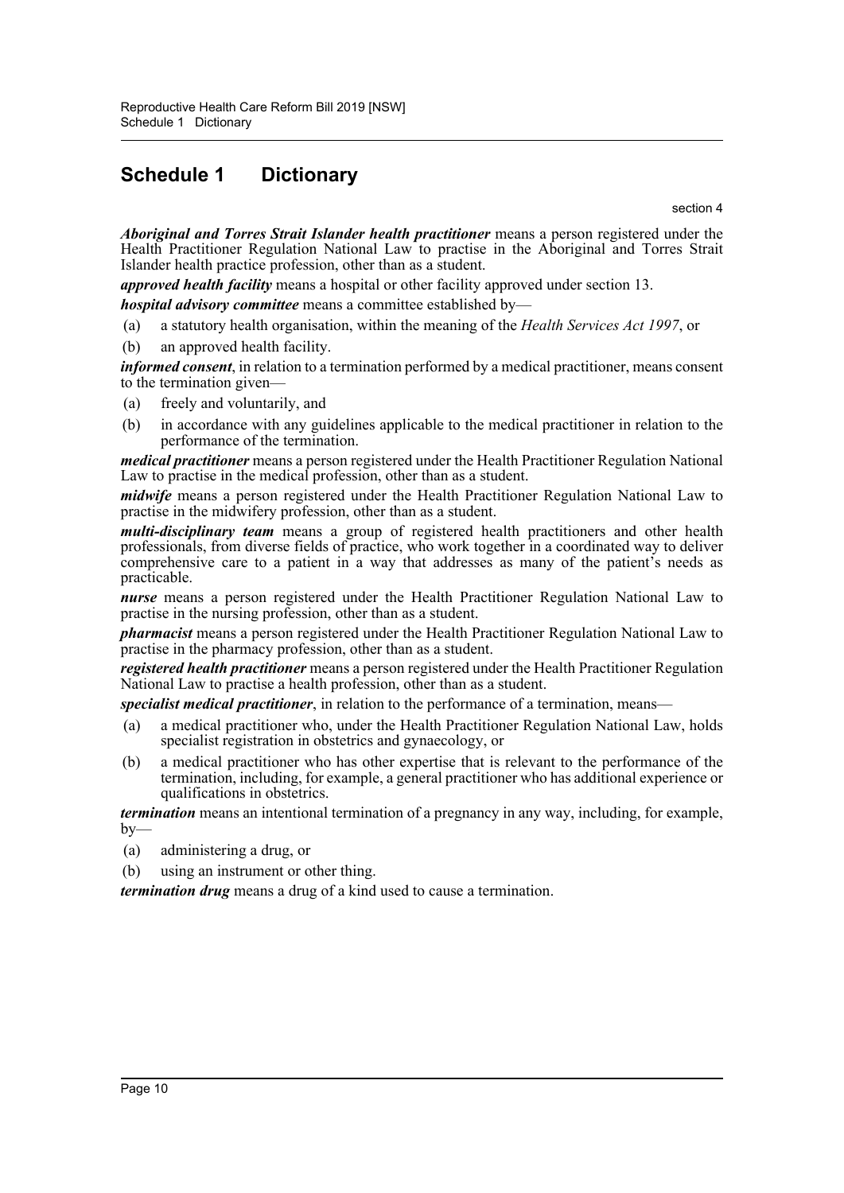# Schedule 1 Dictionary

section 4

***Aboriginal and Torres Strait Islander health practitioner*** means a person registered under the Health Practitioner Regulation National Law to practise in the Aboriginal and Torres Strait Islander health practice profession, other than as a student.

***approved health facility*** means a hospital or other facility approved under section 13.

***hospital advisory committee*** means a committee established by—

(a) a statutory health organisation, within the meaning of the *Health Services Act 1997*, or

(b) an approved health facility.

***informed consent***, in relation to a termination performed by a medical practitioner, means consent to the termination given—

(a) freely and voluntarily, and

(b) in accordance with any guidelines applicable to the medical practitioner in relation to the performance of the termination.

***medical practitioner*** means a person registered under the Health Practitioner Regulation National Law to practise in the medical profession, other than as a student.

***midwife*** means a person registered under the Health Practitioner Regulation National Law to practise in the midwifery profession, other than as a student.

***multi-disciplinary team*** means a group of registered health practitioners and other health professionals, from diverse fields of practice, who work together in a coordinated way to deliver comprehensive care to a patient in a way that addresses as many of the patient's needs as practicable.

***nurse*** means a person registered under the Health Practitioner Regulation National Law to practise in the nursing profession, other than as a student.

***pharmacist*** means a person registered under the Health Practitioner Regulation National Law to practise in the pharmacy profession, other than as a student.

***registered health practitioner*** means a person registered under the Health Practitioner Regulation National Law to practise a health profession, other than as a student.

***specialist medical practitioner***, in relation to the performance of a termination, means—

(a) a medical practitioner who, under the Health Practitioner Regulation National Law, holds specialist registration in obstetrics and gynaecology, or

(b) a medical practitioner who has other expertise that is relevant to the performance of the termination, including, for example, a general practitioner who has additional experience or qualifications in obstetrics.

***termination*** means an intentional termination of a pregnancy in any way, including, for example, by—

(a) administering a drug, or

(b) using an instrument or other thing.

***termination drug*** means a drug of a kind used to cause a termination.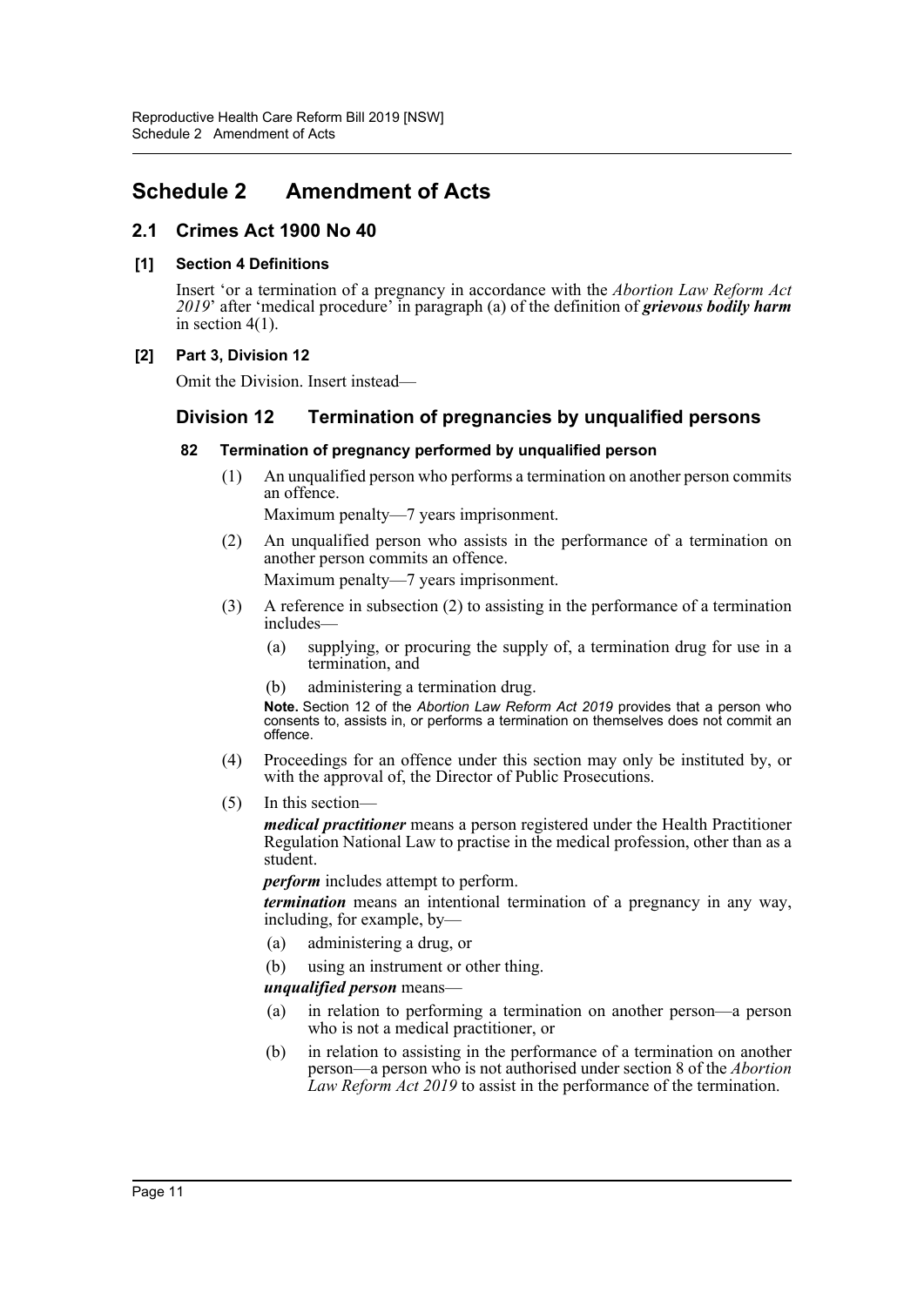# Schedule 2 Amendment of Acts

## 2.1 Crimes Act 1900 No 40

### [1] Section 4 Definitions

Insert 'or a termination of a pregnancy in accordance with the *Abortion Law Reform Act 2019*' after 'medical procedure' in paragraph (a) of the definition of ***grievous bodily harm*** in section 4(1).

### [2] Part 3, Division 12

Omit the Division. Insert instead—

## Division 12 Termination of pregnancies by unqualified persons

### 82 Termination of pregnancy performed by unqualified person

(1) An unqualified person who performs a termination on another person commits an offence.

Maximum penalty—7 years imprisonment.

(2) An unqualified person who assists in the performance of a termination on another person commits an offence.

Maximum penalty—7 years imprisonment.

(3) A reference in subsection (2) to assisting in the performance of a termination includes—

(a) supplying, or procuring the supply of, a termination drug for use in a termination, and

(b) administering a termination drug.

**Note.** Section 12 of the *Abortion Law Reform Act 2019* provides that a person who consents to, assists in, or performs a termination on themselves does not commit an offence.

(4) Proceedings for an offence under this section may only be instituted by, or with the approval of, the Director of Public Prosecutions.

(5) In this section—

***medical practitioner*** means a person registered under the Health Practitioner Regulation National Law to practise in the medical profession, other than as a student.

***perform*** includes attempt to perform.

***termination*** means an intentional termination of a pregnancy in any way, including, for example, by—

(a) administering a drug, or

(b) using an instrument or other thing.

***unqualified person*** means—

(a) in relation to performing a termination on another person—a person who is not a medical practitioner, or

(b) in relation to assisting in the performance of a termination on another person—a person who is not authorised under section 8 of the *Abortion Law Reform Act 2019* to assist in the performance of the termination.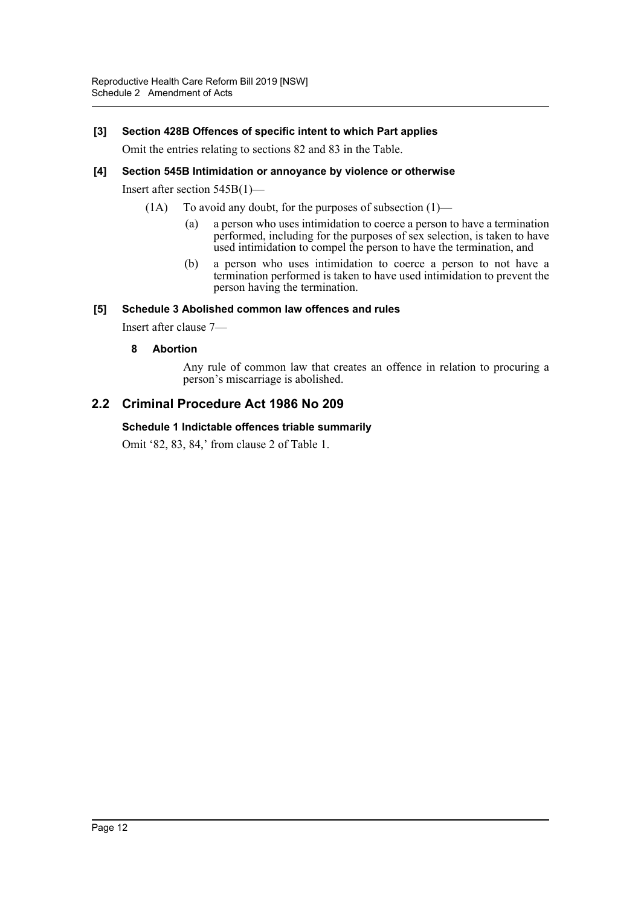**[3] Section 428B Offences of specific intent to which Part applies**

Omit the entries relating to sections 82 and 83 in the Table.

**[4] Section 545B Intimidation or annoyance by violence or otherwise**

Insert after section 545B(1)—

(1A) To avoid any doubt, for the purposes of subsection (1)—

(a) a person who uses intimidation to coerce a person to have a termination performed, including for the purposes of sex selection, is taken to have used intimidation to compel the person to have the termination, and

(b) a person who uses intimidation to coerce a person to not have a termination performed is taken to have used intimidation to prevent the person having the termination.

**[5] Schedule 3 Abolished common law offences and rules**

Insert after clause 7—

**8 Abortion**

Any rule of common law that creates an offence in relation to procuring a person's miscarriage is abolished.

## 2.2 Criminal Procedure Act 1986 No 209

**Schedule 1 Indictable offences triable summarily**

Omit '82, 83, 84,' from clause 2 of Table 1.